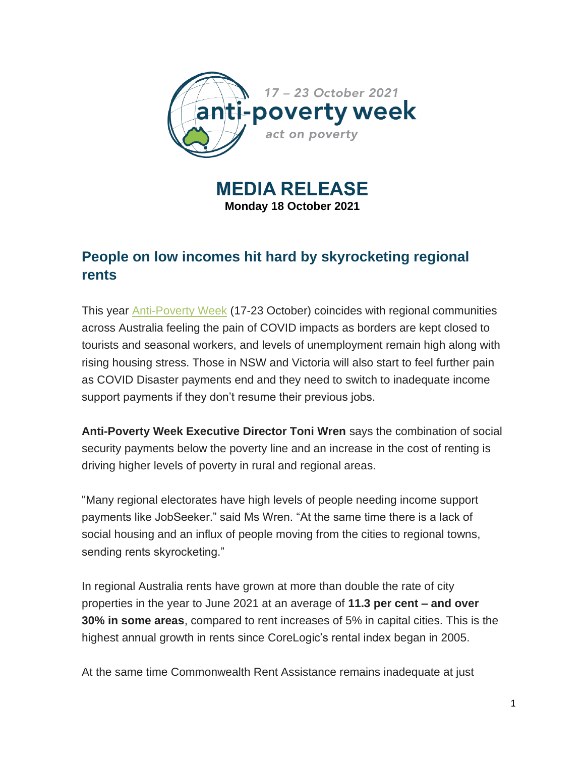17 – 23 October 2021

anti-poverty week

*act on poverty*

# MEDIA RELEASE

**Monday 18 October 2021**

## People on low incomes hit hard by skyrocketing regional rents

This year Anti-Poverty Week (17-23 October) coincides with regional communities across Australia feeling the pain of COVID impacts as borders are kept closed to tourists and seasonal workers, and levels of unemployment remain high along with rising housing stress. Those in NSW and Victoria will also start to feel further pain as COVID Disaster payments end and they need to switch to inadequate income support payments if they don't resume their previous jobs.

**Anti-Poverty Week Executive Director Toni Wren** says the combination of social security payments below the poverty line and an increase in the cost of renting is driving higher levels of poverty in rural and regional areas.

"Many regional electorates have high levels of people needing income support payments like JobSeeker." said Ms Wren. "At the same time there is a lack of social housing and an influx of people moving from the cities to regional towns, sending rents skyrocketing."

In regional Australia rents have grown at more than double the rate of city properties in the year to June 2021 at an average of **11.3 per cent – and over 30% in some areas**, compared to rent increases of 5% in capital cities. This is the highest annual growth in rents since CoreLogic's rental index began in 2005.

At the same time Commonwealth Rent Assistance remains inadequate at just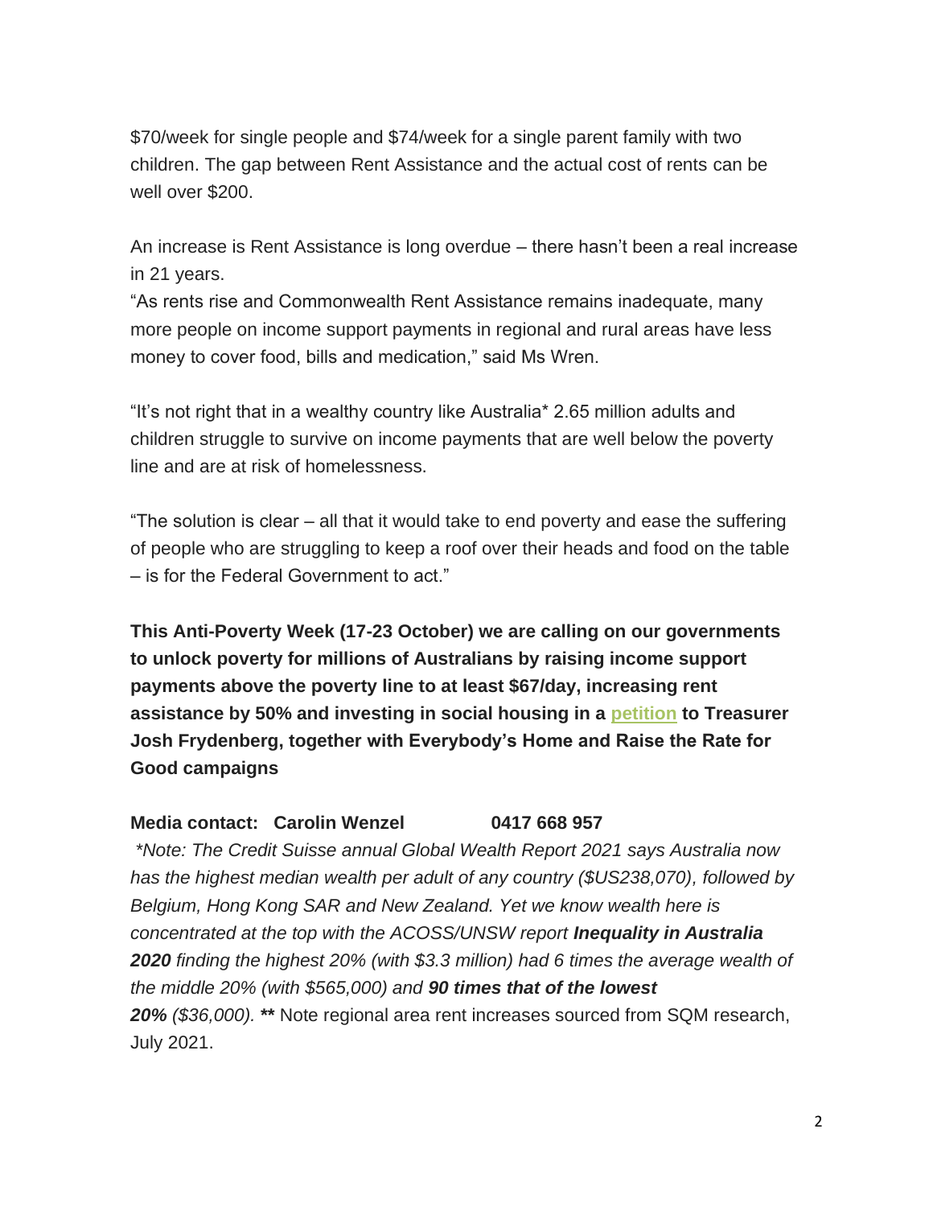$70/week for single people and $74/week for a single parent family with two children. The gap between Rent Assistance and the actual cost of rents can be well over $200.

An increase is Rent Assistance is long overdue – there hasn't been a real increase in 21 years.
"As rents rise and Commonwealth Rent Assistance remains inadequate, many more people on income support payments in regional and rural areas have less money to cover food, bills and medication," said Ms Wren.

"It's not right that in a wealthy country like Australia* 2.65 million adults and children struggle to survive on income payments that are well below the poverty line and are at risk of homelessness.

"The solution is clear – all that it would take to end poverty and ease the suffering of people who are struggling to keep a roof over their heads and food on the table – is for the Federal Government to act."

**This Anti-Poverty Week (17-23 October) we are calling on our governments to unlock poverty for millions of Australians by raising income support payments above the poverty line to at least $67/day, increasing rent assistance by 50% and investing in social housing in a petition to Treasurer Josh Frydenberg, together with Everybody's Home and Raise the Rate for Good campaigns**

**Media contact: Carolin Wenzel 0417 668 957**

*\*Note: The Credit Suisse annual Global Wealth Report 2021 says Australia now has the highest median wealth per adult of any country ($US238,070), followed by Belgium, Hong Kong SAR and New Zealand. Yet we know wealth here is concentrated at the top with the ACOSS/UNSW report **Inequality in Australia 2020** finding the highest 20% (with $3.3 million) had 6 times the average wealth of the middle 20% (with $565,000) and **90 times that of the lowest 20%** ($36,000).* **\*\*** Note regional area rent increases sourced from SQM research, July 2021.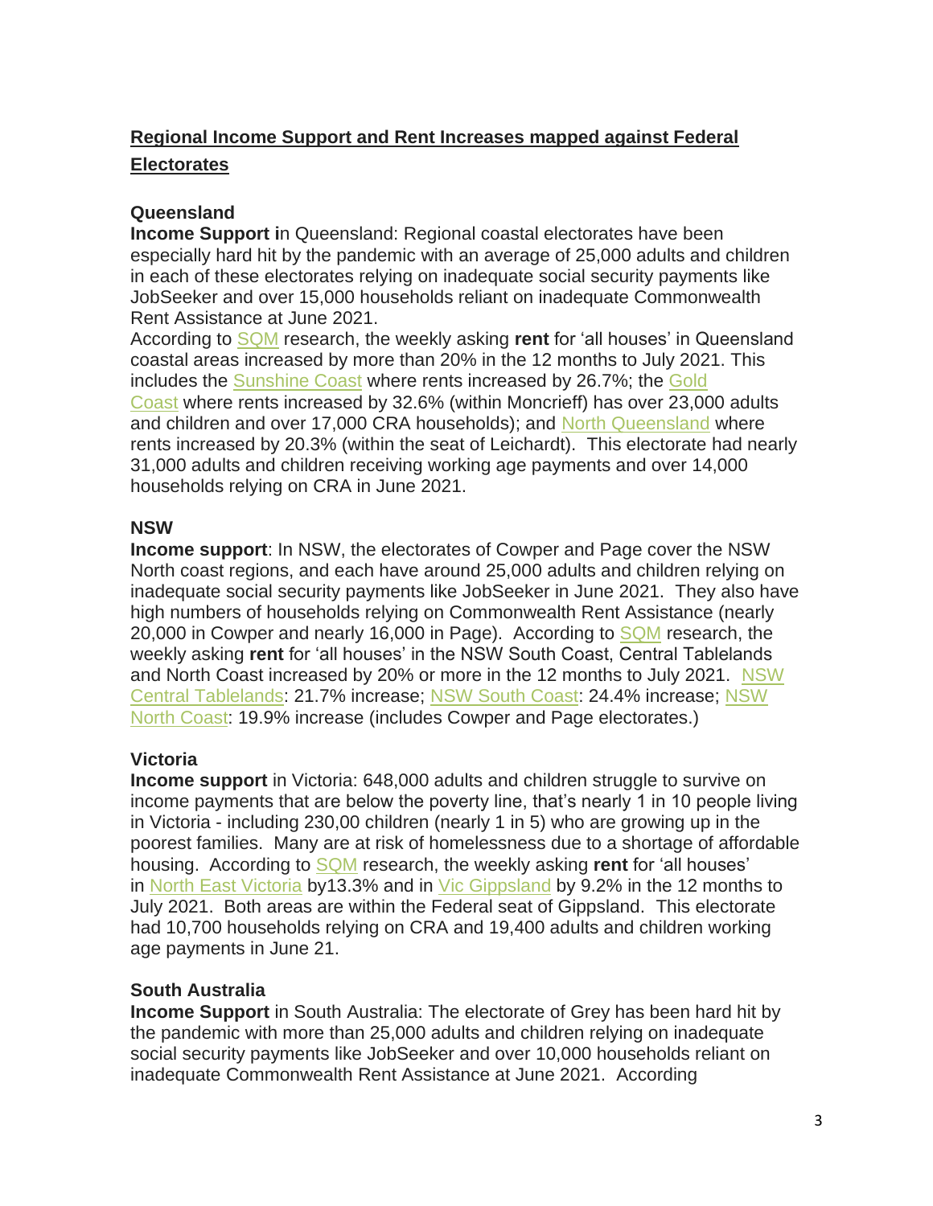## Regional Income Support and Rent Increases mapped against Federal Electorates

### Queensland

**Income Support i**n Queensland: Regional coastal electorates have been especially hard hit by the pandemic with an average of 25,000 adults and children in each of these electorates relying on inadequate social security payments like JobSeeker and over 15,000 households reliant on inadequate Commonwealth Rent Assistance at June 2021.

According to SQM research, the weekly asking **rent** for 'all houses' in Queensland coastal areas increased by more than 20% in the 12 months to July 2021. This includes the Sunshine Coast where rents increased by 26.7%; the Gold Coast where rents increased by 32.6% (within Moncrieff) has over 23,000 adults and children and over 17,000 CRA households); and North Queensland where rents increased by 20.3% (within the seat of Leichardt). This electorate had nearly 31,000 adults and children receiving working age payments and over 14,000 households relying on CRA in June 2021.

### NSW

**Income support**: In NSW, the electorates of Cowper and Page cover the NSW North coast regions, and each have around 25,000 adults and children relying on inadequate social security payments like JobSeeker in June 2021. They also have high numbers of households relying on Commonwealth Rent Assistance (nearly 20,000 in Cowper and nearly 16,000 in Page). According to SQM research, the weekly asking **rent** for 'all houses' in the NSW South Coast, Central Tablelands and North Coast increased by 20% or more in the 12 months to July 2021. NSW Central Tablelands: 21.7% increase; NSW South Coast: 24.4% increase; NSW North Coast: 19.9% increase (includes Cowper and Page electorates.)

### Victoria

**Income support** in Victoria: 648,000 adults and children struggle to survive on income payments that are below the poverty line, that's nearly 1 in 10 people living in Victoria - including 230,00 children (nearly 1 in 5) who are growing up in the poorest families. Many are at risk of homelessness due to a shortage of affordable housing. According to SQM research, the weekly asking **rent** for 'all houses' in North East Victoria by13.3% and in Vic Gippsland by 9.2% in the 12 months to July 2021. Both areas are within the Federal seat of Gippsland. This electorate had 10,700 households relying on CRA and 19,400 adults and children working age payments in June 21.

### South Australia

**Income Support** in South Australia: The electorate of Grey has been hard hit by the pandemic with more than 25,000 adults and children relying on inadequate social security payments like JobSeeker and over 10,000 households reliant on inadequate Commonwealth Rent Assistance at June 2021. According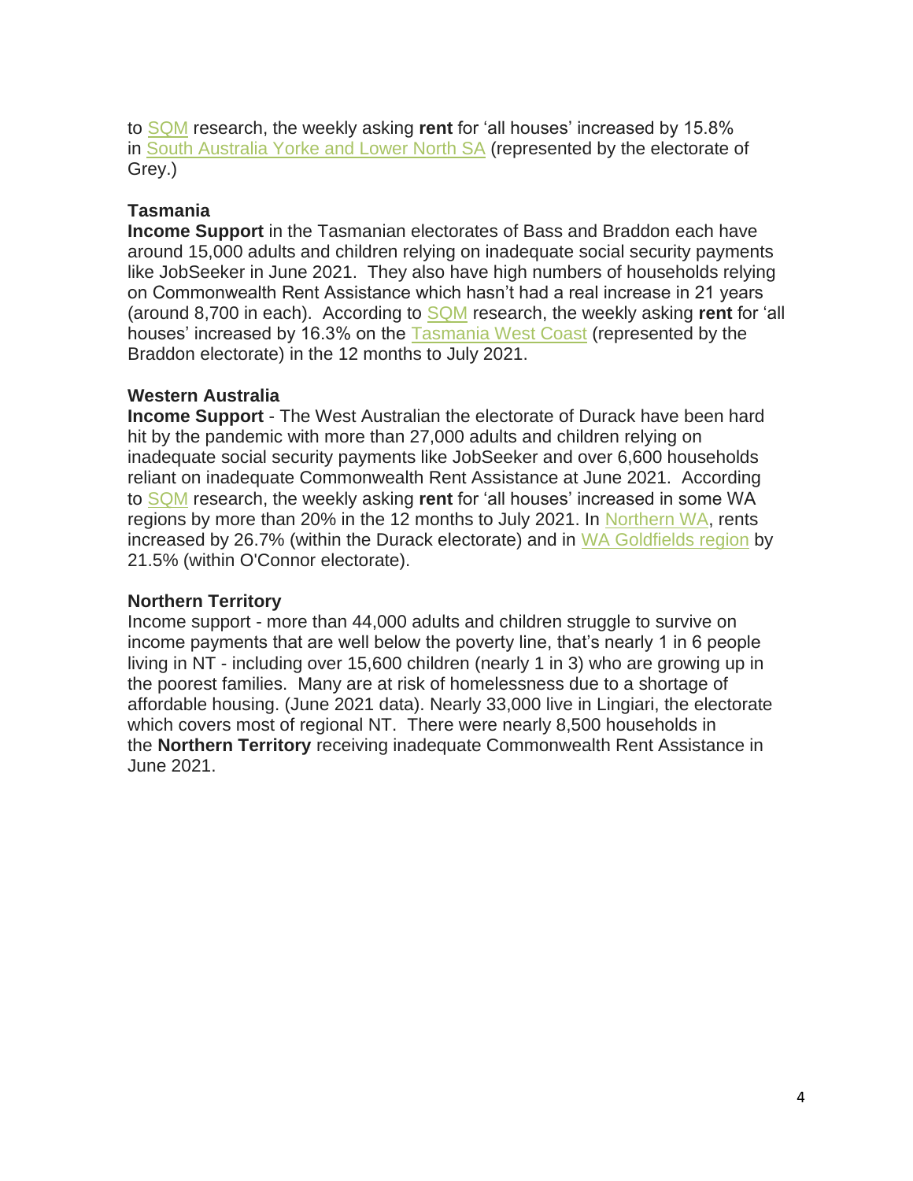to SQM research, the weekly asking **rent** for 'all houses' increased by 15.8% in South Australia Yorke and Lower North SA (represented by the electorate of Grey.)

**Tasmania**

**Income Support** in the Tasmanian electorates of Bass and Braddon each have around 15,000 adults and children relying on inadequate social security payments like JobSeeker in June 2021. They also have high numbers of households relying on Commonwealth Rent Assistance which hasn't had a real increase in 21 years (around 8,700 in each). According to SQM research, the weekly asking **rent** for 'all houses' increased by 16.3% on the Tasmania West Coast (represented by the Braddon electorate) in the 12 months to July 2021.

**Western Australia**

**Income Support** - The West Australian the electorate of Durack have been hard hit by the pandemic with more than 27,000 adults and children relying on inadequate social security payments like JobSeeker and over 6,600 households reliant on inadequate Commonwealth Rent Assistance at June 2021. According to SQM research, the weekly asking **rent** for 'all houses' increased in some WA regions by more than 20% in the 12 months to July 2021. In Northern WA, rents increased by 26.7% (within the Durack electorate) and in WA Goldfields region by 21.5% (within O'Connor electorate).

**Northern Territory**

Income support - more than 44,000 adults and children struggle to survive on income payments that are well below the poverty line, that's nearly 1 in 6 people living in NT - including over 15,600 children (nearly 1 in 3) who are growing up in the poorest families. Many are at risk of homelessness due to a shortage of affordable housing. (June 2021 data). Nearly 33,000 live in Lingiari, the electorate which covers most of regional NT. There were nearly 8,500 households in the **Northern Territory** receiving inadequate Commonwealth Rent Assistance in June 2021.